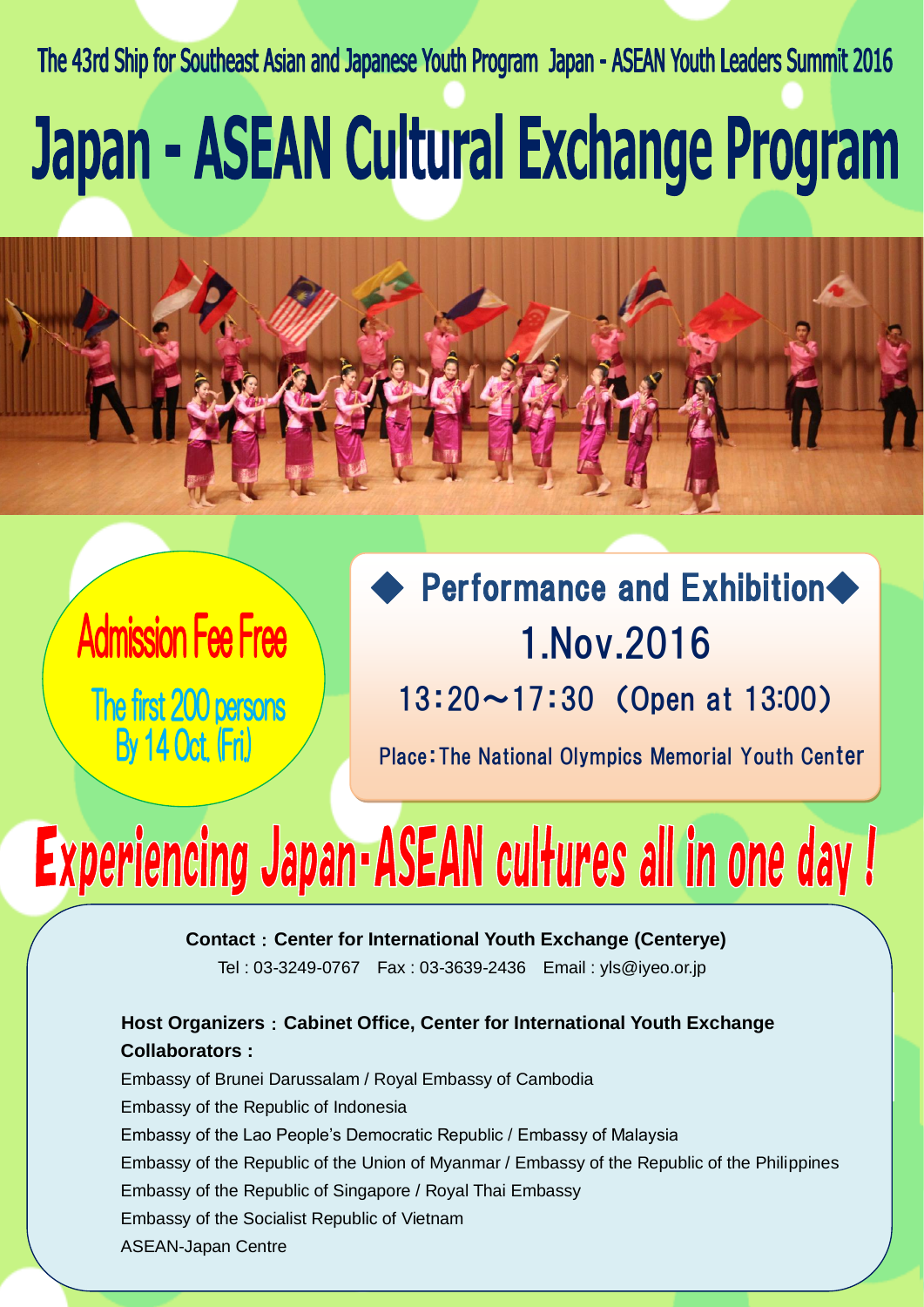The 43rd Ship for Southeast Asian and Japanese Youth Program Japan - ASEAN Youth Leaders Summit 2016

# Japan - ASEAN Cultural Exchange Program

**Admission Fee Free**

The first 200 persons
By 14 Oct. (Fri)

## ◆ Performance and Exhibition◆

1.Nov.2016

13:20～17:30 (Open at 13:00)

Place：The National Olympics Memorial Youth Center

# Experiencing Japan-ASEAN cultures all in one day !

**Contact：Center for International Youth Exchange (Centerye)**

Tel : 03-3249-0767 Fax : 03-3639-2436 Email : yls@iyeo.or.jp

**Host Organizers：Cabinet Office, Center for International Youth Exchange**

**Collaborators :**

Embassy of Brunei Darussalam / Royal Embassy of Cambodia
Embassy of the Republic of Indonesia
Embassy of the Lao People's Democratic Republic / Embassy of Malaysia
Embassy of the Republic of the Union of Myanmar / Embassy of the Republic of the Philippines
Embassy of the Republic of Singapore / Royal Thai Embassy
Embassy of the Socialist Republic of Vietnam
ASEAN-Japan Centre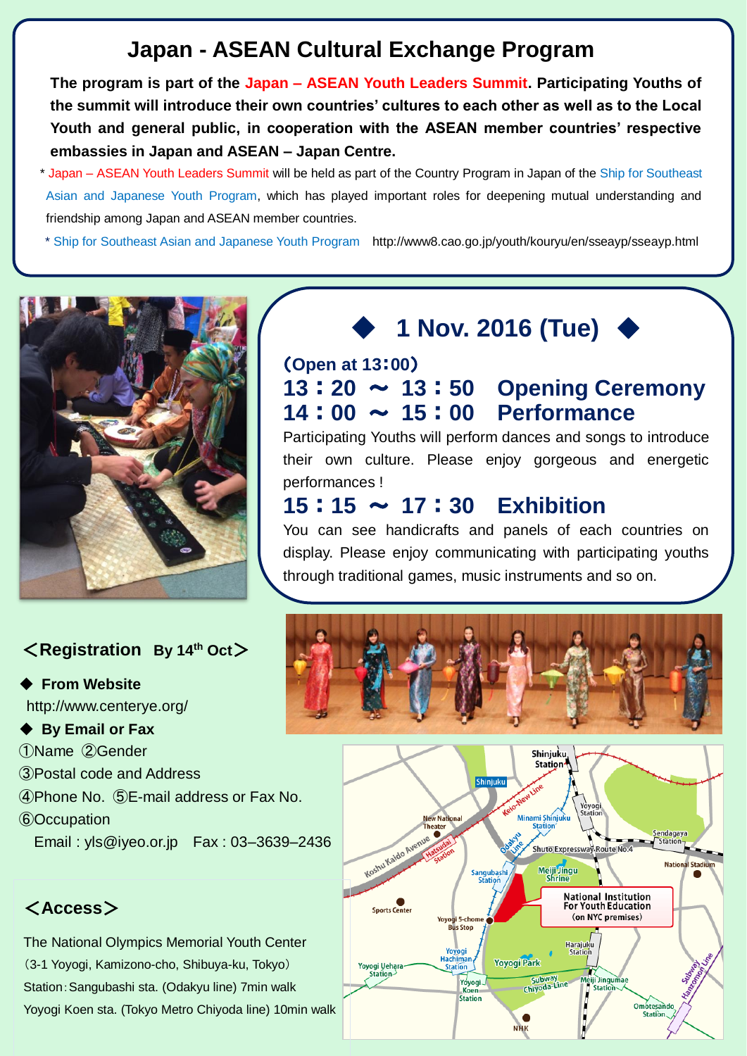# Japan - ASEAN Cultural Exchange Program

**The program is part of the Japan – ASEAN Youth Leaders Summit. Participating Youths of the summit will introduce their own countries' cultures to each other as well as to the Local Youth and general public, in cooperation with the ASEAN member countries' respective embassies in Japan and ASEAN – Japan Centre.**

* Japan – ASEAN Youth Leaders Summit will be held as part of the Country Program in Japan of the Ship for Southeast Asian and Japanese Youth Program, which has played important roles for deepening mutual understanding and friendship among Japan and ASEAN member countries.

* Ship for Southeast Asian and Japanese Youth Program http://www8.cao.go.jp/youth/kouryu/en/sseayp/sseayp.html

## ◆ 1 Nov. 2016 (Tue) ◆

**(Open at 13：00)**

### 13：20 ～ 13：50 Opening Ceremony

### 14：00 ～ 15：00 Performance

Participating Youths will perform dances and songs to introduce their own culture. Please enjoy gorgeous and energetic performances !

### 15：15 ～ 17：30 Exhibition

You can see handicrafts and panels of each countries on display. Please enjoy communicating with participating youths through traditional games, music instruments and so on.

## ＜Registration By 14th Oct＞

◆ **From Website**

http://www.centerye.org/

◆ **By Email or Fax**

①Name ②Gender
③Postal code and Address
④Phone No. ⑤E-mail address or Fax No.
⑥Occupation

Email : yls@iyeo.or.jp  Fax : 03–3639–2436

## ＜Access＞

The National Olympics Memorial Youth Center
（3-1 Yoyogi, Kamizono-cho, Shibuya-ku, Tokyo）
Station：Sangubashi sta. (Odakyu line) 7min walk
Yoyogi Koen sta. (Tokyo Metro Chiyoda line) 10min walk